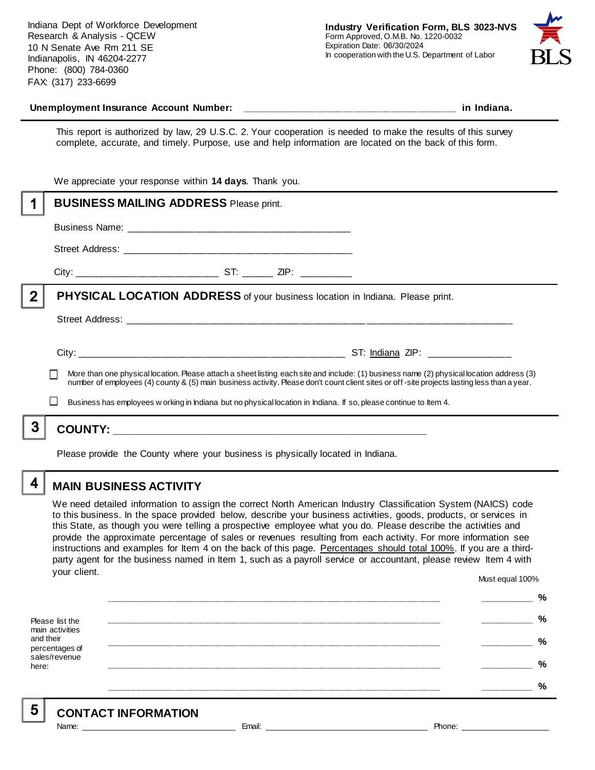Indiana Dept of Workforce Development
Research & Analysis - QCEW
10 N Senate Ave Rm 211 SE
Indianapolis, IN 46204-2277
Phone: (800) 784-0360
FAX: (317) 233-6699

**Industry Verification Form, BLS 3023-NVS**
Form Approved, O.M.B. No. 1220-0032
Expiration Date: 06/30/2024
In cooperation with the U.S. Department of Labor

**Unemployment Insurance Account Number:** ______________________________________ **in Indiana.**

This report is authorized by law, 29 U.S.C. 2. Your cooperation is needed to make the results of this survey complete, accurate, and timely. Purpose, use and help information are located on the back of this form.

We appreciate your response within **14 days**. Thank you.

## 1 BUSINESS MAILING ADDRESS Please print.

Business Name: ________________________________________

Street Address: ________________________________________

City: _________________________ ST: ______ ZIP: _________

## 2 PHYSICAL LOCATION ADDRESS of your business location in Indiana. Please print.

Street Address: ______________________________________________________________________

City: ______________________________________________ ST: Indiana ZIP: _______________

☐ More than one physical location. Please attach a sheet listing each site and include: (1) business name (2) physical location address (3) number of employees (4) county & (5) main business activity. Please don't count client sites or off-site projects lasting less than a year.

☐ Business has employees working in Indiana but no physical location in Indiana. If so, please continue to Item 4.

## 3 COUNTY: _______________________________________________________

Please provide the County where your business is physically located in Indiana.

## 4 MAIN BUSINESS ACTIVITY

We need detailed information to assign the correct North American Industry Classification System (NAICS) code to this business. In the space provided below, describe your business activities, goods, products, or services in this State, as though you were telling a prospective employee what you do. Please describe the activities and provide the approximate percentage of sales or revenues resulting from each activity. For more information see instructions and examples for Item 4 on the back of this page. Percentages should total 100%. If you are a third-party agent for the business named in Item 1, such as a payroll service or accountant, please review Item 4 with your client.

Must equal 100%

Please list the main activities and their percentages of sales/revenue here:

| Activity | % |
| --- | --- |
| ____________________________________________________________ | __________ % |
| ____________________________________________________________ | __________ % |
| ____________________________________________________________ | __________ % |
| ____________________________________________________________ | __________ % |
| ____________________________________________________________ | __________ % |

## 5 CONTACT INFORMATION

Name: ______________________________ Email: ________________________________ Phone: __________________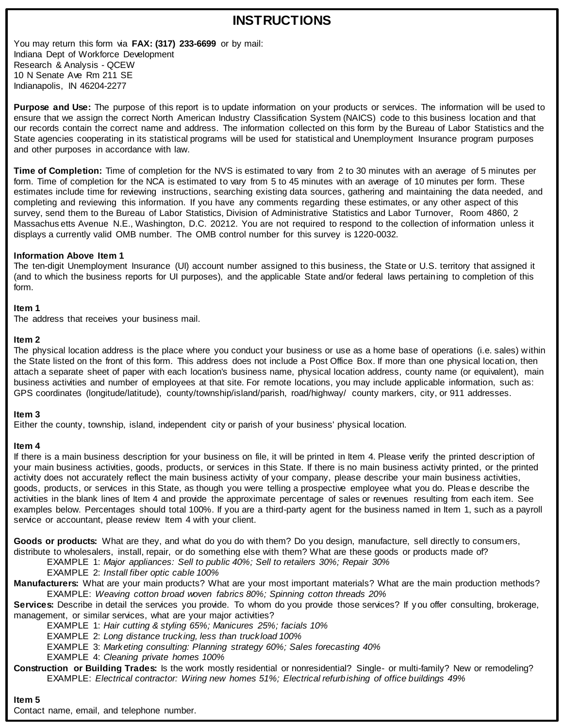# INSTRUCTIONS

You may return this form via **FAX: (317) 233-6699** or by mail:
Indiana Dept of Workforce Development
Research & Analysis - QCEW
10 N Senate Ave Rm 211 SE
Indianapolis, IN 46204-2277

**Purpose and Use:** The purpose of this report is to update information on your products or services. The information will be used to ensure that we assign the correct North American Industry Classification System (NAICS) code to this business location and that our records contain the correct name and address. The information collected on this form by the Bureau of Labor Statistics and the State agencies cooperating in its statistical programs will be used for statistical and Unemployment Insurance program purposes and other purposes in accordance with law.

**Time of Completion:** Time of completion for the NVS is estimated to vary from 2 to 30 minutes with an average of 5 minutes per form. Time of completion for the NCA is estimated to vary from 5 to 45 minutes with an average of 10 minutes per form. These estimates include time for reviewing instructions, searching existing data sources, gathering and maintaining the data needed, and completing and reviewing this information. If you have any comments regarding these estimates, or any other aspect of this survey, send them to the Bureau of Labor Statistics, Division of Administrative Statistics and Labor Turnover, Room 4860, 2 Massachusetts Avenue N.E., Washington, D.C. 20212. You are not required to respond to the collection of information unless it displays a currently valid OMB number. The OMB control number for this survey is 1220-0032.

**Information Above Item 1**
The ten-digit Unemployment Insurance (UI) account number assigned to this business, the State or U.S. territory that assigned it (and to which the business reports for UI purposes), and the applicable State and/or federal laws pertaining to completion of this form.

**Item 1**
The address that receives your business mail.

**Item 2**
The physical location address is the place where you conduct your business or use as a home base of operations (i.e. sales) within the State listed on the front of this form. This address does not include a Post Office Box. If more than one physical location, then attach a separate sheet of paper with each location's business name, physical location address, county name (or equivalent), main business activities and number of employees at that site. For remote locations, you may include applicable information, such as: GPS coordinates (longitude/latitude), county/township/island/parish, road/highway/ county markers, city, or 911 addresses.

**Item 3**
Either the county, township, island, independent city or parish of your business' physical location.

**Item 4**
If there is a main business description for your business on file, it will be printed in Item 4. Please verify the printed description of your main business activities, goods, products, or services in this State. If there is no main business activity printed, or the printed activity does not accurately reflect the main business activity of your company, please describe your main business activities, goods, products, or services in this State, as though you were telling a prospective employee what you do. Please describe the activities in the blank lines of Item 4 and provide the approximate percentage of sales or revenues resulting from each item. See examples below. Percentages should total 100%. If you are a third-party agent for the business named in Item 1, such as a payroll service or accountant, please review Item 4 with your client.

**Goods or products:** What are they, and what do you do with them? Do you design, manufacture, sell directly to consumers, distribute to wholesalers, install, repair, or do something else with them? What are these goods or products made of?
- EXAMPLE 1: *Major appliances: Sell to public 40%; Sell to retailers 30%; Repair 30%*
- EXAMPLE 2: *Install fiber optic cable 100%*

**Manufacturers:** What are your main products? What are your most important materials? What are the main production methods?
- EXAMPLE: *Weaving cotton broad woven fabrics 80%; Spinning cotton threads 20%*

**Services:** Describe in detail the services you provide. To whom do you provide those services? If you offer consulting, brokerage, management, or similar services, what are your major activities?
- EXAMPLE 1: *Hair cutting & styling 65%; Manicures 25%; facials 10%*
- EXAMPLE 2: *Long distance trucking, less than truckload 100%*
- EXAMPLE 3: *Marketing consulting: Planning strategy 60%; Sales forecasting 40%*
- EXAMPLE 4: *Cleaning private homes 100%*

**Construction or Building Trades:** Is the work mostly residential or nonresidential? Single- or multi-family? New or remodeling?
- EXAMPLE: *Electrical contractor: Wiring new homes 51%; Electrical refurbishing of office buildings 49%*

**Item 5**
Contact name, email, and telephone number.